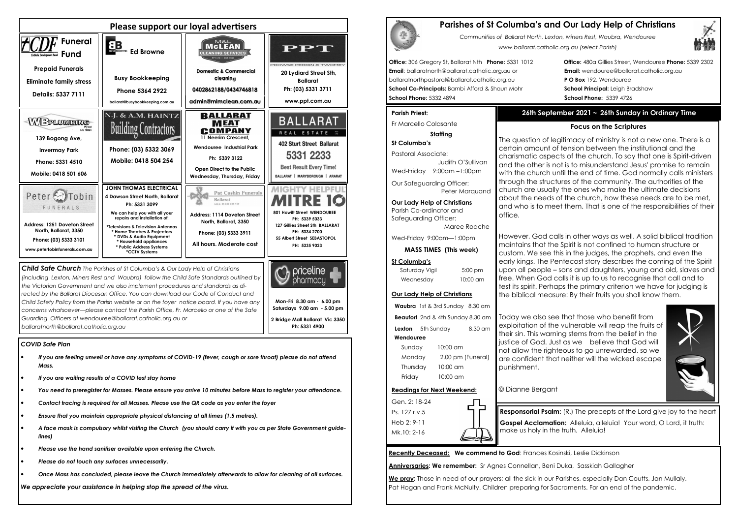## Please support our loyal advertisers

**CDF Funeral Fund** — Catholic Development Fund
Prepaid Funerals
Eliminate family stress
Details: 5337 7111

**Ed Browne** — Busy Bookkeeping
Phone 5364 2922
ballarat@busybookkeeping.com.au

**M&L McLEAN Cleaning Services**
Domestic & Commercial cleaning
0402862188/0434746818
admin@mlmclean.com.au

**PPT** — Prowse Perrin & Twomey
20 Lydiard Street Sth, Ballarat
Ph: (03) 5331 3711
www.ppt.com.au

**WB Plumbing** Pty Ltd
139 Bogong Ave, Invermay Park
Phone: 5331 4510
Mobile: 0418 501 606

**N.J. & A.M. HAINTZ Building Contractors**
Phone: (03) 5332 3069
Mobile: 0418 504 254

**BALLARAT MEAT COMPANY**
11 Neerim Crescent, Wendouree Industrial Park
Ph: 5339 3122
Open Direct to the Public Wednesday, Thursday, Friday

**BALLARAT REAL ESTATE**
402 Sturt Street Ballarat
5331 2233
Best Result Every Time!
BALLARAT | MARYBOROUGH | ARARAT

**Peter Tobin FUNERALS**
Address: 1251 Doveton Street North, Ballarat, 3350
Phone: (03) 5333 3101
www.petertobinfunerals.com.au

**JOHN THOMAS ELECTRICAL**
4 Dawson Street North, Ballarat
Ph: 5331 3099
We can help you with all your repairs and installation of:
*Televisions & Television Antennas
* Home Theatres & Projectors
* DVDs & Audio Equipment
* Household appliances
* Public Address Systems
*CCTV Systems

**Pat Cashin Funerals** Ballarat
Address: 1114 Doveton Street North, Ballarat, 3350
Phone: (03) 5333 3911
All hours. Moderate cost

**MIGHTY HELPFUL MITRE 10**
801 Howitt Street WENDOUREE PH: 5339 5033
127 Gillies Street Sth BALLARAT PH: 5334 2700
55 Albert Street SEBASTOPOL PH: 5335 9023

***Child Safe Church*** *The Parishes of St Columba's & Our Lady Help of Christians (including Lexton, Miners Rest and Waubra) follow the Child Safe Standards outlined by the Victorian Government and we also implement procedures and standards as directed by the Ballarat Diocesan Office. You can download our Code of Conduct and Child Safety Policy from the Parish website or on the foyer notice board. If you have any concerns whatsoever—please contact the Parish Office, Fr. Marcello or one of the Safe Guarding Officers at wendouree@ballarat.catholic.org.au or ballaratnorth@ballarat.catholic.org.au*

**priceline pharmacy**
Mon-Fri 8.30 am - 6.00 pm
Saturdays 9.00 am - 5.00 pm
2 Bridge Mall Ballarat Vic 3350
Ph: 5331 4900

### *COVID Safe Plan*

- *If you are feeling unwell or have any symptoms of COVID-19 (fever, cough or sore throat) please do not attend Mass.*
- *If you are waiting results of a COVID test stay home*
- *You need to preregister for Masses. Please ensure you arrive 10 minutes before Mass to register your attendance.*
- *Contact tracing is required for all Masses. Please use the QR code as you enter the foyer*
- *Ensure that you maintain appropriate physical distancing at all times (1.5 metres).*
- *A face mask is compulsory whilst visiting the Church (you should carry it with you as per State Government guidelines)*
- *Please use the hand sanitiser available upon entering the Church.*
- *Please do not touch any surfaces unnecessarily.*
- *Once Mass has concluded, please leave the Church immediately afterwards to allow for cleaning of all surfaces.*

*We appreciate your assistance in helping stop the spread of the virus.*

# Parishes of St Columba's and Our Lady Help of Christians

*Communities of Ballarat North, Lexton, Miners Rest, Waubra, Wendouree*
*www.ballarat.catholic.org.au (select Parish)*

**Office:** 306 Gregory St, Ballarat Nth **Phone:** 5331 1012
**Email**: ballaratnorth@ballarat.catholic.org.au or ballaratnorthpastoral@ballarat.catholic.org.au
**School Co-Principals:** Bambi Afford & Shaun Mohr
**School Phone:** 5332 4894

**Office:** 480a Gillies Street, Wendouree **Phone:** 5339 2302
**Email:** wendouree@ballarat.catholic.org.au
**P O Box** 192, Wendouree
**School Principal:** Leigh Bradshaw
**School Phone:** 5339 4726

**Parish Priest:**
Fr Marcello Colasante

**Staffing**

**St Columba's**
Pastoral Associate: Judith O'Sullivan
Wed-Friday 9:00am –1:00pm
Our Safeguarding Officer: Peter Marquand

**Our Lady Help of Christians**
Parish Co-ordinator and Safeguarding Officer: Maree Roache
Wed-Friday 9:00am—1:00pm

**MASS TIMES (This week)**

**St Columba's**
Saturday Vigil 5:00 pm
Wednesday 10:00 am

**Our Lady Help of Christians**
**Waubra** 1st & 3rd Sunday 8.30 am
**Beaufort** 2nd & 4th Sunday 8.30 am
**Lexton** 5th Sunday 8.30 am
**Wendouree**
Sunday 10:00 am
Monday 2.00 pm (Funeral)
Thursday 10:00 am
Friday 10:00 am

**Readings for Next Weekend:**
Gen. 2: 18-24
Ps. 127 r.v.5
Heb 2: 9-11
Mk.10: 2-16

## 26th September 2021 ~ 26th Sunday in Ordinary Time

### Focus on the Scriptures

The question of legitimacy of ministry is not a new one. There is a certain amount of tension between the institutional and the charismatic aspects of the church. To say that one is Spirit-driven and the other is not is to misunderstand Jesus' promise to remain with the church until the end of time. God normally calls ministers through the structures of the community. The authorities of the church are usually the ones who make the ultimate decisions about the needs of the church, how these needs are to be met, and who is to meet them. That is one of the responsibilities of their office.

However, God calls in other ways as well. A solid biblical tradition maintains that the Spirit is not confined to human structure or custom. We see this in the judges, the prophets, and even the early kings. The Pentecost story describes the coming of the Spirit upon all people – sons and daughters, young and old, slaves and free. When God calls it is up to us to recognise that call and to test its spirit. Perhaps the primary criterion we have for judging is the biblical measure: By their fruits you shall know them.

Today we also see that those who benefit from exploitation of the vulnerable will reap the fruits of their sin. This warning stems from the belief in the justice of God. Just as we believe that God will not allow the righteous to go unrewarded, so we are confident that neither will the wicked escape punishment.

© Dianne Bergant

**Responsorial Psalm:** (R.) The precepts of the Lord give joy to the heart

**Gospel Acclamation:** Alleluia, alleluia! Your word, O Lord, it truth: make us holy in the truth. Alleluia!

**Recently Deceased: We commend to God**: Frances Kosinski, Leslie Dickinson

**Anniversaries: We remember:** Sr Agnes Connellan, Beni Duka, Sasskiah Gallagher

**We pray:** Those in need of our prayers; all the sick in our Parishes, especially Dan Coutts, Jan Mullaly, Pat Hogan and Frank McNulty. Children preparing for Sacraments. For an end of the pandemic.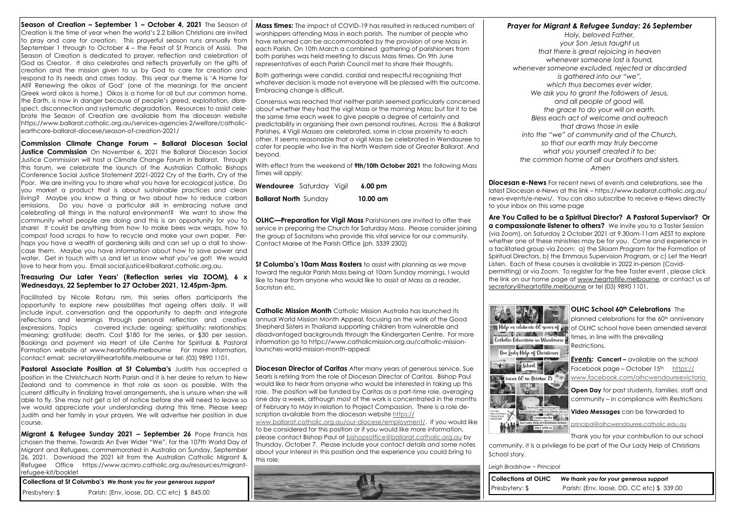**Season of Creation – September 1 – October 4, 2021** The Season of Creation is the time of year when the world's 2.2 billion Christians are invited to pray and care for creation. This prayerful season runs annually from September 1 through to October 4 – the Feast of St Francis of Assisi. The Season of Creation is dedicated to prayer, reflection and celebration of God as Creator. It also celebrates and reflects prayerfully on the gifts of creation and the mission given to us by God to care for creation and respond to its needs and crises today. This year our theme is 'A Home for All? Renewing the oikos of God' (one of the meanings for the ancient Greek word oikos is home.) Oikos is a home for all but our common home, the Earth, is now in danger because of people's greed, exploitation, disrespect, disconnection and systematic degradation. Resources to assist celebrate the Season of Creation are available from the diocesan website https://www.ballarat.catholic.org.au/services-agencies-2/welfare/catholic-earthcare-ballarat-diocese/season-of-creation-2021/

**Commission Climate Change Forum – Ballarat Diocesan Social Justice Commission** On November 6, 2021 the Ballarat Diocesan Social Justice Commission will host a Climate Change Forum in Ballarat. Through this forum, we celebrate the launch of the Australian Catholic Bishops Conference Social Justice Statement 2021-2022 Cry of the Earth, Cry of the Poor. We are inviting you to share what you have for ecological justice. Do you market a product that is about sustainable practices and clean living? Maybe you know a thing or two about how to reduce carbon emissions. Do you have a particular skill in embracing nature and celebrating all things in the natural environment? We want to show the community what people are doing and this is an opportunity for you to share! It could be anything from how to make bees wax wraps, how to compost food scraps to how to recycle and make your own paper. Perhaps you have a wealth of gardening skills and can set up a stall to showcase them. Maybe you have information about how to save power and water. Get in touch with us and let us know what you've got! We would love to hear from you. Email social.justice@ballarat.catholic.org.au.

**Treasuring Our Later Years' (Reflection series via ZOOM), 6 x Wednesdays, 22 September to 27 October 2021, 12.45pm-3pm.**

Facilitated by Nicole Rotaru rsm, this series offers participants the opportunity to explore new possibilities that ageing offers daily. It will include input, conversation and the opportunity to depth and integrate reflections and learnings through personal reflection and creative expressions. Topics covered include: ageing; spirituality; relationships; meaning; gratitude; death. Cost $180 for the series, or $30 per session. Bookings and payment via Heart of Life Centre for Spiritual & Pastoral Formation website at www.heartoflife.melbourne For more information, contact email: secretary@heartoflife.melbourne or tel: (03) 9890 1101.

**Pastoral Associate Position at St Columba's** Judith has accepted a position in the Christchurch North Parish and it is her desire to return to New Zealand and to commence in that role as soon as possible. With the current difficulty in finalizing travel arrangements, she is unsure when she will able to fly. She may not get a lot of notice before she will need to leave so we would appreciate your understanding during this time. Please keep Judith and her family in your prayers. We will advertise her position in due course.

**Migrant & Refugee Sunday 2021 – September 26** Pope Francis has chosen the theme, Towards An Ever Wider "We", for the 107th World Day of Migrant and Refugees, commemorated in Australia on Sunday, September 26, 2021. Download the 2021 kit from the Australian Catholic Migrant & Refugee Office https://www.acmro.catholic.org.au/resources/migrant-refugee-kit/booklet

| **Collections at St Columba's** *We thank you for your generous support* | |
|---|---|
| Presbytery: $ | Parish: (Env, loose, DD, CC etc) $ 845.00 |

**Mass times:** The impact of COVID-19 has resulted in reduced numbers of worshippers attending Mass in each parish. The number of people who have returned can be accommodated by the provision of one Mass in each Parish. On 10th March a combined gathering of parishioners from both parishes was held meeting to discuss Mass times. On 9th June representatives of each Parish Council met to share their thoughts.

Both gatherings were candid, cordial and respectful recognising that whatever decision is made not everyone will be pleased with the outcome. Embracing change is difficult.

Consensus was reached that neither parish seemed particularly concerned about whether they had the vigil Mass or the morning Mass; but for it to be the same time each week to give people a degree of certainty and predictability in organising their own personal routines. Across the 6 Ballarat Parishes, 4 Vigil Masses are celebrated, some in close proximity to each other. It seems reasonable that a vigil Mass be celebrated in Wendouree to cater for people who live in the North Western side of Greater Ballarat. And beyond.

With effect from the weekend of **9th/10th October 2021** the following Mass Times will apply:

**Wendouree** Saturday Vigil **6.00 pm**

**Ballarat North** Sunday **10.00 am**

**OLHC—Preparation for Vigil Mass** Parishioners are invited to offer their service in preparing the Church for Saturday Mass. Please consider joining the group of Sacristans who provide this vital service for our community. Contact Maree at the Parish Office (ph. 5339 2302)

**St Columba's 10am Mass Rosters** to assist with planning as we move toward the regular Parish Mass being at 10am Sunday mornings, I would like to hear from anyone who would like to assist at Mass as a reader, Sacristan etc.

**Catholic Mission Month** Catholic Mission Australia has launched its annual World Mission Month Appeal, focusing on the work of the Good Shepherd Sisters in Thailand supporting children from vulnerable and disadvantaged backgrounds through the Kindergarten Centre. For more information go to https://www.catholicmission.org.au/catholic-mission-launches-world-mission-month-appeal

**Diocesan Director of Caritas** After many years of generous service, Sue Searls is retiring from the role of Diocesan Director of Caritas. Bishop Paul would like to hear from anyone who would be interested in taking up this role. The position will be funded by Caritas as a part-time role, averaging one day a week, although most of the work is concentrated in the months of February to May in relation to Project Compassion. There is a role description available from the diocesan website https://www.ballarat.catholic.org.au/our-diocese/employment/. If you would like to be considered for this position or if you would like more information, please contact Bishop Paul at bishopsoffice@ballarat.catholic.org.au by Thursday, October 7. Please include your contact details and some notes about your interest in this position and the experience you could bring to this role.

***Prayer for Migrant & Refugee Sunday: 26 September***

*Holy, beloved Father,*
*your Son Jesus taught us*
*that there is great rejoicing in heaven*
*whenever someone lost is found,*
*whenever someone excluded, rejected or discarded*
*is gathered into our "we",*
*which thus becomes ever wider.*
*We ask you to grant the followers of Jesus,*
*and all people of good will,*
*the grace to do your will on earth.*
*Bless each act of welcome and outreach*
*that draws those in exile*
*into the "we" of community and of the Church,*
*so that our earth may truly become*
*what you yourself created it to be:*
*the common home of all our brothers and sisters.*
*Amen*

**Diocesan e-News** For recent news of events and celebrations, see the latest Diocesan e-News at this link – https://www.ballarat.catholic.org.au/news-events/e-news/. You can also subscribe to receive e-News directly to your inbox on this same page

**Are You Called to be a Spiritual Director? A Pastoral Supervisor? Or a compassionate listener to others?** We invite you to a Taster Session (via Zoom), on Saturday 2 October 2021 at 9.30am-11am AEST to explore whether one of these ministries may be for you. Come and experience in a facilitated group via Zoom: a) the Siloam Program for the Formation of Spiritual Directors, b) the Emmaus Supervision Program, or c) Let the Heart Listen. Each of these courses is available in 2022 in-person (Covid-permitting) or via Zoom. To register for the free Taster event , please click the link on our home page at www.heartoflife.melbourne, or contact us at secretary@heartoflife.melbourne or tel (03) 9890 1101.

**OLHC School 60th Celebrations** The planned celebrations for the 60th anniversary of OLHC school have been amended several times, in line with the prevailing Restrictions.

***Events:*** **Concert –** available on the school Facebook page – October 15th https://www.facebook.com/olhcwendoureevictoria

**Open Day** for past students, families, staff and community – in compliance with Restrictions

**Video Messages** can be forwarded to principal@olhcwendouree.catholic.edu.au

Thank you for your contribution to our school community, it is a privilege to be part of the Our Lady Help of Christians School story.

*Leigh Bradshaw ~ Principal*

| **Collections at OLHC** *We thank you for your generous support* | |
|---|---|
| Presbytery: $ | Parish: (Env, loose, DD, CC etc) $ 339.00 |